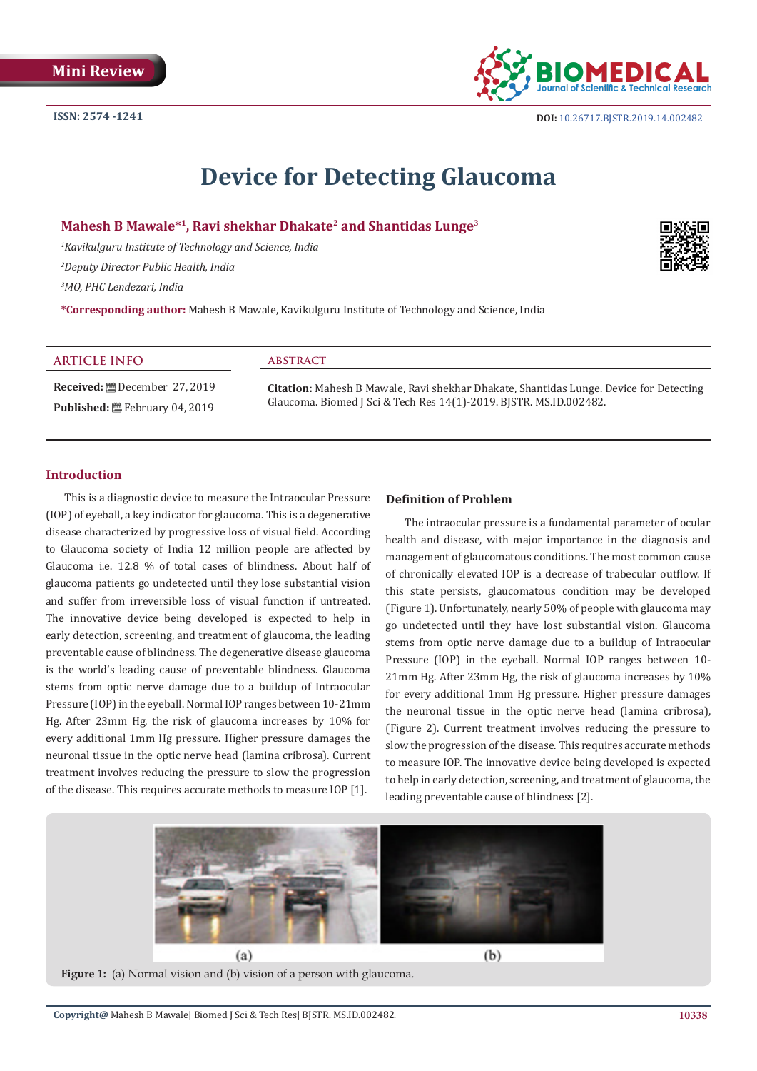Mini Review

ISSN: 2574 -1241

DOI: 10.26717.BJSTR.2019.14.002482

# Device for Detecting Glaucoma

**Mahesh B Mawale*[1], Ravi shekhar Dhakate[2] and Shantidas Lunge[3]**

*[1]Kavikulguru Institute of Technology and Science, India*

*[2]Deputy Director Public Health, India*

*[3]MO, PHC Lendezari, India*

***Corresponding author:** Mahesh B Mawale, Kavikulguru Institute of Technology and Science, India

## ARTICLE INFO

**Received:** December 27, 2019

**Published:** February 04, 2019

## ABSTRACT

**Citation:** Mahesh B Mawale, Ravi shekhar Dhakate, Shantidas Lunge. Device for Detecting Glaucoma. Biomed J Sci & Tech Res 14(1)-2019. BJSTR. MS.ID.002482.

## Introduction

This is a diagnostic device to measure the Intraocular Pressure (IOP) of eyeball, a key indicator for glaucoma. This is a degenerative disease characterized by progressive loss of visual field. According to Glaucoma society of India 12 million people are affected by Glaucoma i.e. 12.8 % of total cases of blindness. About half of glaucoma patients go undetected until they lose substantial vision and suffer from irreversible loss of visual function if untreated. The innovative device being developed is expected to help in early detection, screening, and treatment of glaucoma, the leading preventable cause of blindness. The degenerative disease glaucoma is the world's leading cause of preventable blindness. Glaucoma stems from optic nerve damage due to a buildup of Intraocular Pressure (IOP) in the eyeball. Normal IOP ranges between 10-21mm Hg. After 23mm Hg, the risk of glaucoma increases by 10% for every additional 1mm Hg pressure. Higher pressure damages the neuronal tissue in the optic nerve head (lamina cribrosa). Current treatment involves reducing the pressure to slow the progression of the disease. This requires accurate methods to measure IOP [1].

### Definition of Problem

The intraocular pressure is a fundamental parameter of ocular health and disease, with major importance in the diagnosis and management of glaucomatous conditions. The most common cause of chronically elevated IOP is a decrease of trabecular outflow. If this state persists, glaucomatous condition may be developed (Figure 1). Unfortunately, nearly 50% of people with glaucoma may go undetected until they have lost substantial vision. Glaucoma stems from optic nerve damage due to a buildup of Intraocular Pressure (IOP) in the eyeball. Normal IOP ranges between 10-21mm Hg. After 23mm Hg, the risk of glaucoma increases by 10% for every additional 1mm Hg pressure. Higher pressure damages the neuronal tissue in the optic nerve head (lamina cribrosa), (Figure 2). Current treatment involves reducing the pressure to slow the progression of the disease. This requires accurate methods to measure IOP. The innovative device being developed is expected to help in early detection, screening, and treatment of glaucoma, the leading preventable cause of blindness [2].

(a) (b)

**Figure 1:** (a) Normal vision and (b) vision of a person with glaucoma.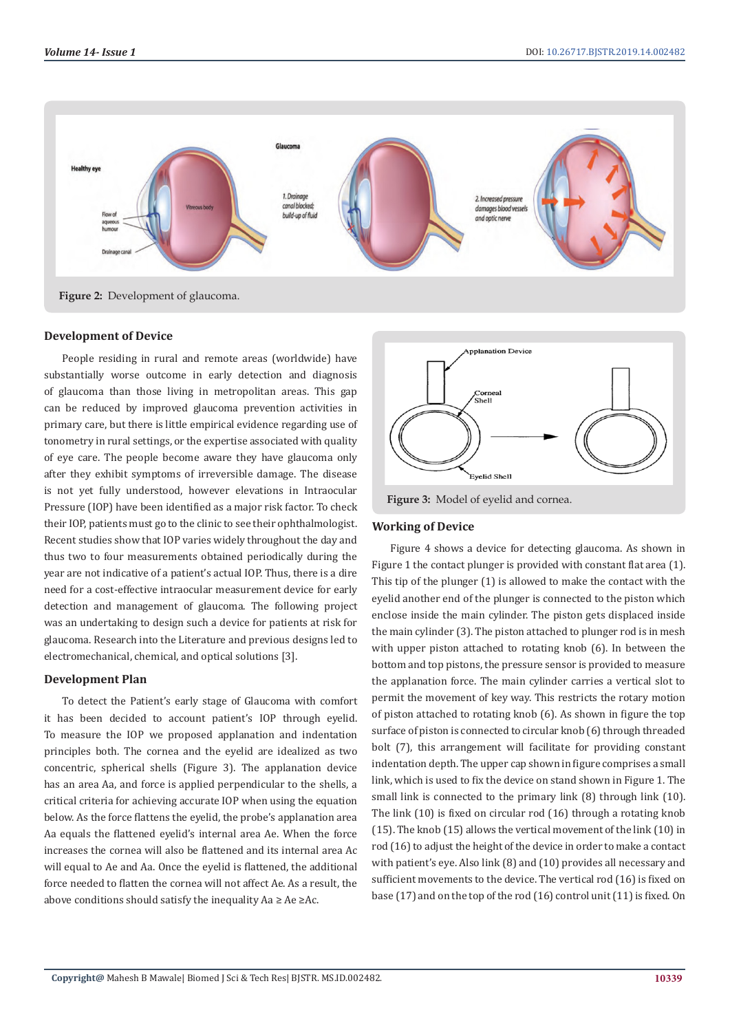Figure 2: Development of glaucoma.

## Development of Device

People residing in rural and remote areas (worldwide) have substantially worse outcome in early detection and diagnosis of glaucoma than those living in metropolitan areas. This gap can be reduced by improved glaucoma prevention activities in primary care, but there is little empirical evidence regarding use of tonometry in rural settings, or the expertise associated with quality of eye care. The people become aware they have glaucoma only after they exhibit symptoms of irreversible damage. The disease is not yet fully understood, however elevations in Intraocular Pressure (IOP) have been identified as a major risk factor. To check their IOP, patients must go to the clinic to see their ophthalmologist. Recent studies show that IOP varies widely throughout the day and thus two to four measurements obtained periodically during the year are not indicative of a patient's actual IOP. Thus, there is a dire need for a cost-effective intraocular measurement device for early detection and management of glaucoma. The following project was an undertaking to design such a device for patients at risk for glaucoma. Research into the Literature and previous designs led to electromechanical, chemical, and optical solutions [3].

## Development Plan

To detect the Patient's early stage of Glaucoma with comfort it has been decided to account patient's IOP through eyelid. To measure the IOP we proposed applanation and indentation principles both. The cornea and the eyelid are idealized as two concentric, spherical shells (Figure 3). The applanation device has an area Aa, and force is applied perpendicular to the shells, a critical criteria for achieving accurate IOP when using the equation below. As the force flattens the eyelid, the probe's applanation area Aa equals the flattened eyelid's internal area Ae. When the force increases the cornea will also be flattened and its internal area Ac will equal to Ae and Aa. Once the eyelid is flattened, the additional force needed to flatten the cornea will not affect Ae. As a result, the above conditions should satisfy the inequality Aa ≥ Ae ≥Ac.

Figure 3: Model of eyelid and cornea.

## Working of Device

Figure 4 shows a device for detecting glaucoma. As shown in Figure 1 the contact plunger is provided with constant flat area (1). This tip of the plunger (1) is allowed to make the contact with the eyelid another end of the plunger is connected to the piston which enclose inside the main cylinder. The piston gets displaced inside the main cylinder (3). The piston attached to plunger rod is in mesh with upper piston attached to rotating knob (6). In between the bottom and top pistons, the pressure sensor is provided to measure the applanation force. The main cylinder carries a vertical slot to permit the movement of key way. This restricts the rotary motion of piston attached to rotating knob (6). As shown in figure the top surface of piston is connected to circular knob (6) through threaded bolt (7), this arrangement will facilitate for providing constant indentation depth. The upper cap shown in figure comprises a small link, which is used to fix the device on stand shown in Figure 1. The small link is connected to the primary link (8) through link (10). The link (10) is fixed on circular rod (16) through a rotating knob (15). The knob (15) allows the vertical movement of the link (10) in rod (16) to adjust the height of the device in order to make a contact with patient's eye. Also link (8) and (10) provides all necessary and sufficient movements to the device. The vertical rod (16) is fixed on base (17) and on the top of the rod (16) control unit (11) is fixed. On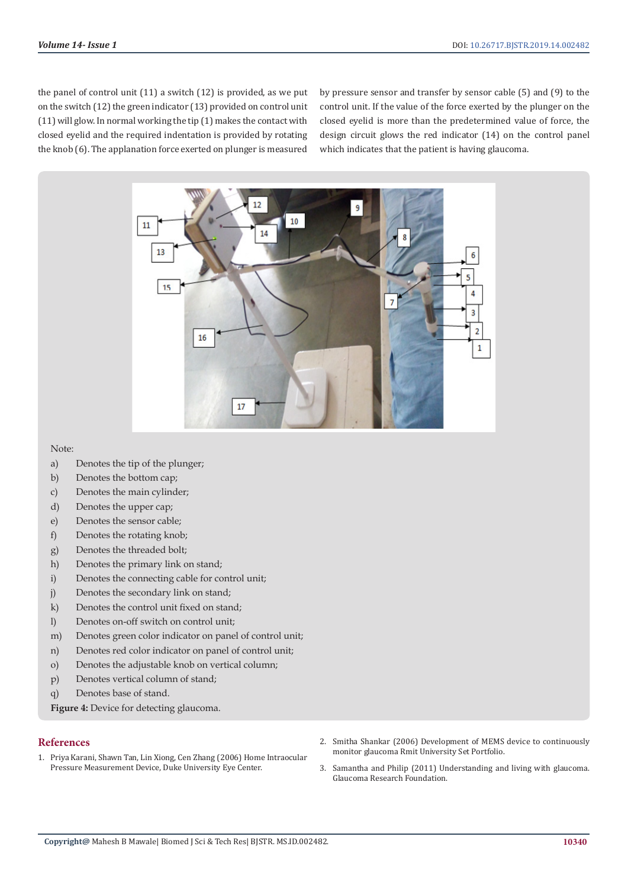the panel of control unit (11) a switch (12) is provided, as we put on the switch (12) the green indicator (13) provided on control unit (11) will glow. In normal working the tip (1) makes the contact with closed eyelid and the required indentation is provided by rotating the knob (6). The applanation force exerted on plunger is measured by pressure sensor and transfer by sensor cable (5) and (9) to the control unit. If the value of the force exerted by the plunger on the closed eyelid is more than the predetermined value of force, the design circuit glows the red indicator (14) on the control panel which indicates that the patient is having glaucoma.

Note:

a) Denotes the tip of the plunger;
b) Denotes the bottom cap;
c) Denotes the main cylinder;
d) Denotes the upper cap;
e) Denotes the sensor cable;
f) Denotes the rotating knob;
g) Denotes the threaded bolt;
h) Denotes the primary link on stand;
i) Denotes the connecting cable for control unit;
j) Denotes the secondary link on stand;
k) Denotes the control unit fixed on stand;
l) Denotes on-off switch on control unit;
m) Denotes green color indicator on panel of control unit;
n) Denotes red color indicator on panel of control unit;
o) Denotes the adjustable knob on vertical column;
p) Denotes vertical column of stand;
q) Denotes base of stand.

**Figure 4:** Device for detecting glaucoma.

## References

1. Priya Karani, Shawn Tan, Lin Xiong, Cen Zhang (2006) Home Intraocular Pressure Measurement Device, Duke University Eye Center.
2. Smitha Shankar (2006) Development of MEMS device to continuously monitor glaucoma Rmit University Set Portfolio.
3. Samantha and Philip (2011) Understanding and living with glaucoma. Glaucoma Research Foundation.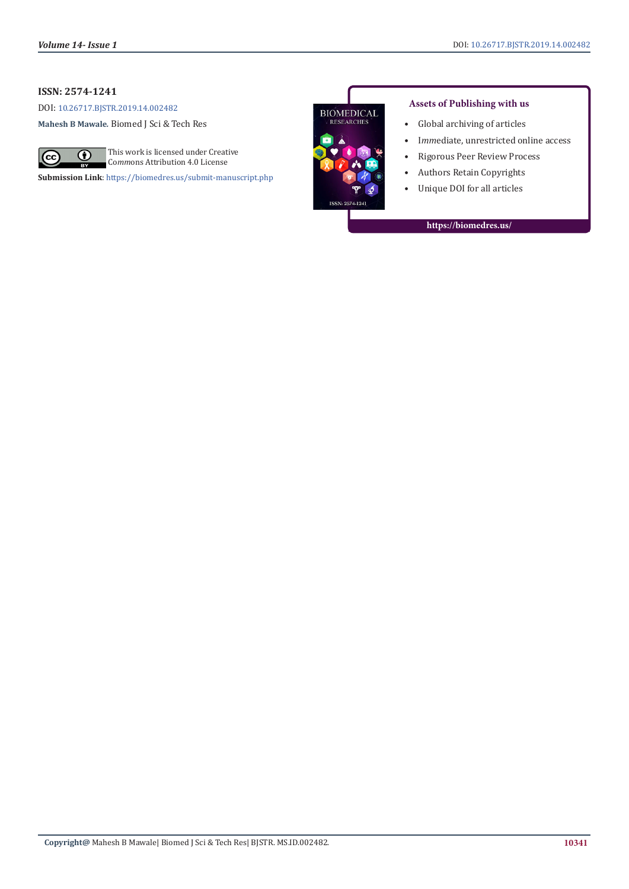**ISSN: 2574-1241**

DOI: 10.26717.BJSTR.2019.14.002482

**Mahesh B Mawale.** Biomed J Sci & Tech Res

This work is licensed under Creative Commons Attribution 4.0 License

**Submission Link**: https://biomedres.us/submit-manuscript.php

### Assets of Publishing with us

- Global archiving of articles
- Immediate, unrestricted online access
- Rigorous Peer Review Process
- Authors Retain Copyrights
- Unique DOI for all articles

**https://biomedres.us/**